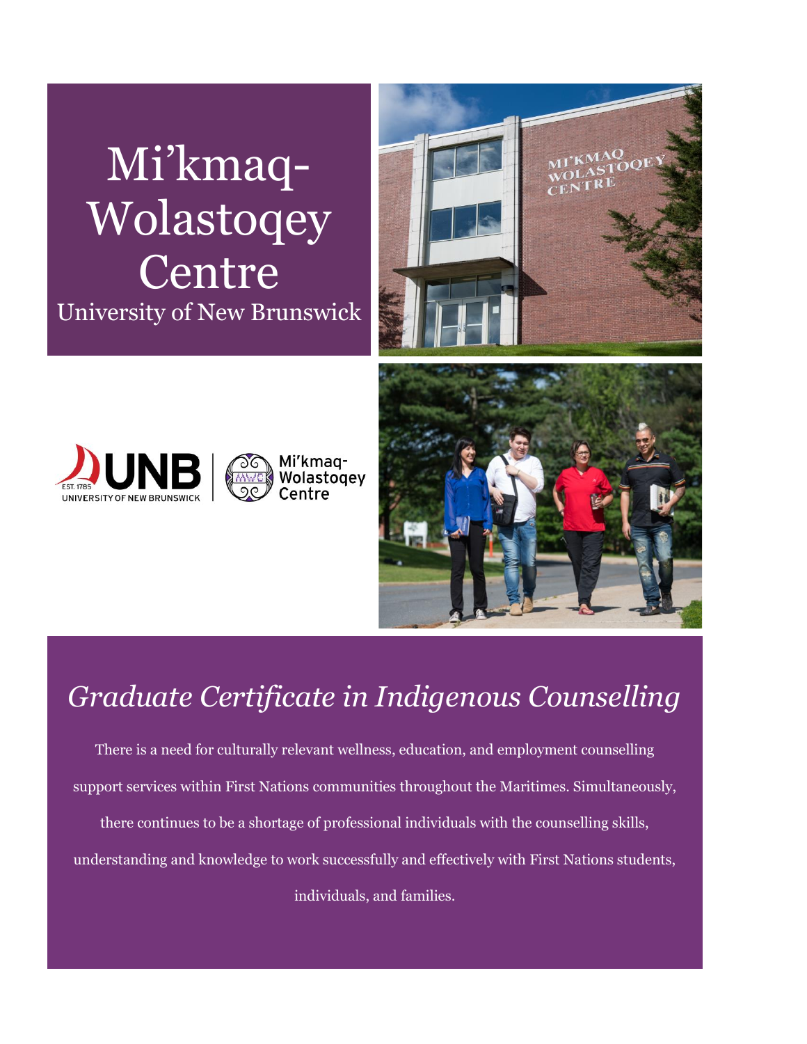# Mi'kmaq-Wolastoqey Centre

University of New Brunswick

## *Graduate Certificate in Indigenous Counselling*

There is a need for culturally relevant wellness, education, and employment counselling support services within First Nations communities throughout the Maritimes. Simultaneously, there continues to be a shortage of professional individuals with the counselling skills, understanding and knowledge to work successfully and effectively with First Nations students, individuals, and families.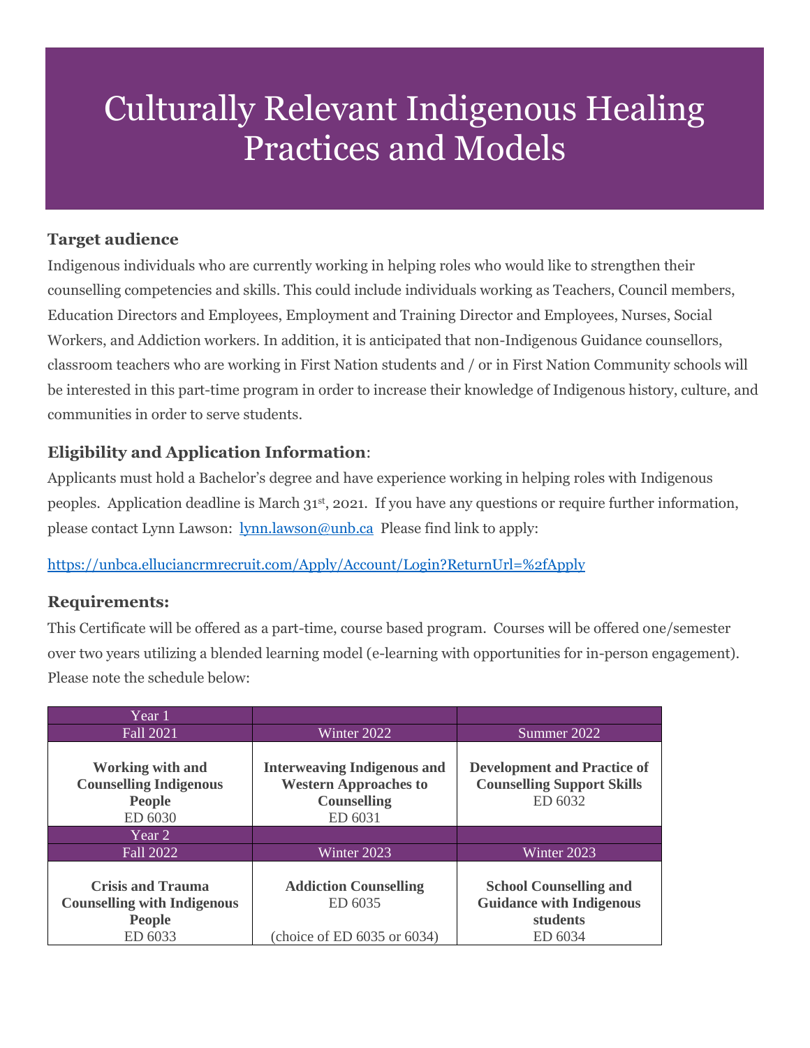# Culturally Relevant Indigenous Healing Practices and Models

### Target audience

Indigenous individuals who are currently working in helping roles who would like to strengthen their counselling competencies and skills. This could include individuals working as Teachers, Council members, Education Directors and Employees, Employment and Training Director and Employees, Nurses, Social Workers, and Addiction workers. In addition, it is anticipated that non-Indigenous Guidance counsellors, classroom teachers who are working in First Nation students and / or in First Nation Community schools will be interested in this part-time program in order to increase their knowledge of Indigenous history, culture, and communities in order to serve students.

### Eligibility and Application Information:

Applicants must hold a Bachelor's degree and have experience working in helping roles with Indigenous peoples. Application deadline is March 31st, 2021. If you have any questions or require further information, please contact Lynn Lawson: [lynn.lawson@unb.ca](mailto:lynn.lawson@unb.ca) Please find link to apply:

[https://unbca.elluciancrmrecruit.com/Apply/Account/Login?ReturnUrl=%2fApply](https://unbca.elluciancrmrecruit.com/Apply/Account/Login?ReturnUrl=%2fApply)

### Requirements:

This Certificate will be offered as a part-time, course based program. Courses will be offered one/semester over two years utilizing a blended learning model (e-learning with opportunities for in-person engagement). Please note the schedule below:

| Year 1 | | |
|---|---|---|
| Fall 2021 | Winter 2022 | Summer 2022 |
| **Working with and Counselling Indigenous People** ED 6030 | **Interweaving Indigenous and Western Approaches to Counselling** ED 6031 | **Development and Practice of Counselling Support Skills** ED 6032 |
| Year 2 | | |
| Fall 2022 | Winter 2023 | Winter 2023 |
| **Crisis and Trauma Counselling with Indigenous People** ED 6033 | **Addiction Counselling** ED 6035 (choice of ED 6035 or 6034) | **School Counselling and Guidance with Indigenous students** ED 6034 |